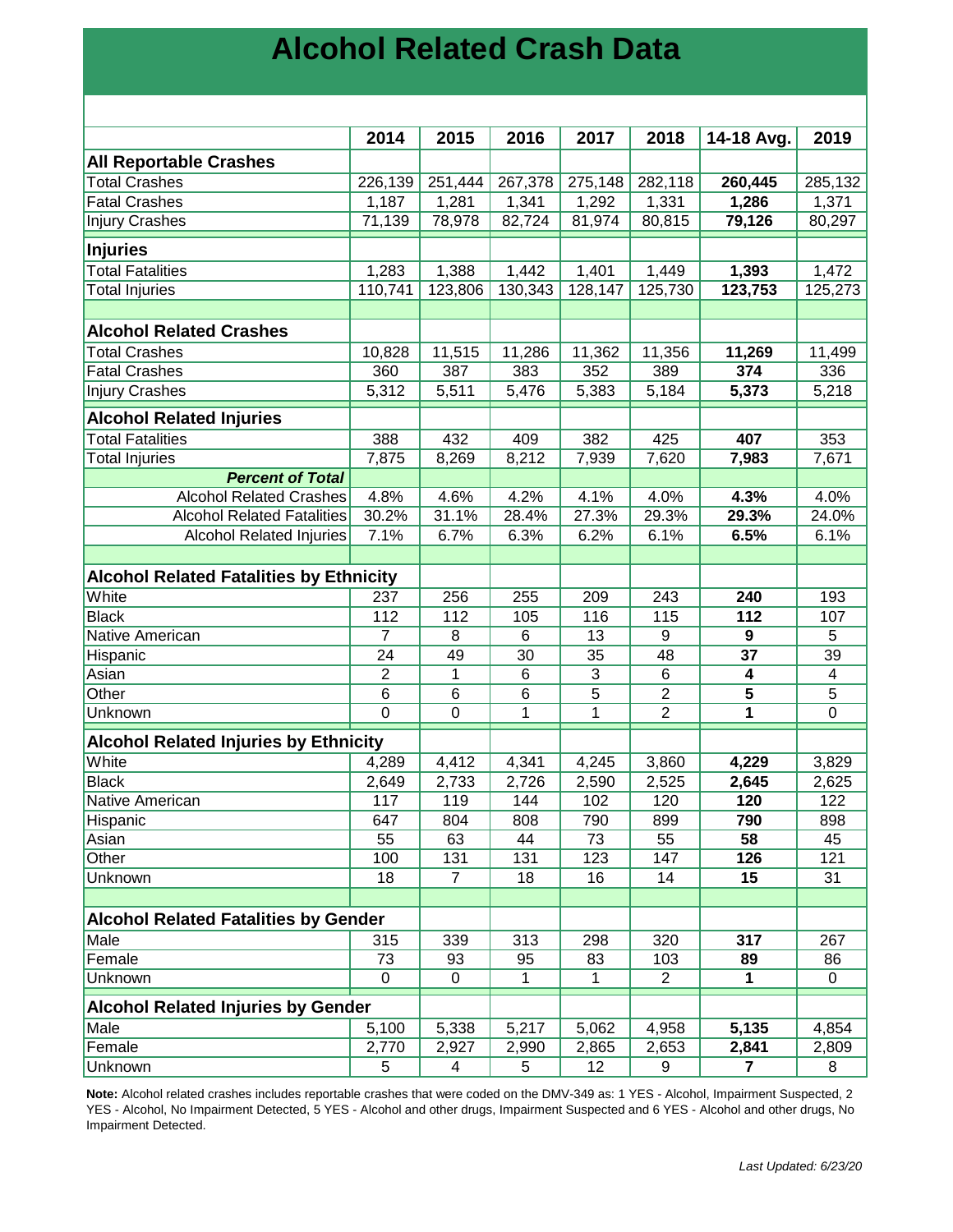# Alcohol Related Crash Data

| | 2014 | 2015 | 2016 | 2017 | 2018 | 14-18 Avg. | 2019 |
|---|---|---|---|---|---|---|---|
| **All Reportable Crashes** | | | | | | | |
| Total Crashes | 226,139 | 251,444 | 267,378 | 275,148 | 282,118 | **260,445** | 285,132 |
| Fatal Crashes | 1,187 | 1,281 | 1,341 | 1,292 | 1,331 | **1,286** | 1,371 |
| Injury Crashes | 71,139 | 78,978 | 82,724 | 81,974 | 80,815 | **79,126** | 80,297 |
| **Injuries** | | | | | | | |
| Total Fatalities | 1,283 | 1,388 | 1,442 | 1,401 | 1,449 | **1,393** | 1,472 |
| Total Injuries | 110,741 | 123,806 | 130,343 | 128,147 | 125,730 | **123,753** | 125,273 |
| | | | | | | | |
| **Alcohol Related Crashes** | | | | | | | |
| Total Crashes | 10,828 | 11,515 | 11,286 | 11,362 | 11,356 | **11,269** | 11,499 |
| Fatal Crashes | 360 | 387 | 383 | 352 | 389 | **374** | 336 |
| Injury Crashes | 5,312 | 5,511 | 5,476 | 5,383 | 5,184 | **5,373** | 5,218 |
| **Alcohol Related Injuries** | | | | | | | |
| Total Fatalities | 388 | 432 | 409 | 382 | 425 | **407** | 353 |
| Total Injuries | 7,875 | 8,269 | 8,212 | 7,939 | 7,620 | **7,983** | 7,671 |
| ***Percent of Total*** | | | | | | | |
| Alcohol Related Crashes | 4.8% | 4.6% | 4.2% | 4.1% | 4.0% | **4.3%** | 4.0% |
| Alcohol Related Fatalities | 30.2% | 31.1% | 28.4% | 27.3% | 29.3% | **29.3%** | 24.0% |
| Alcohol Related Injuries | 7.1% | 6.7% | 6.3% | 6.2% | 6.1% | **6.5%** | 6.1% |
| | | | | | | | |
| **Alcohol Related Fatalities by Ethnicity** | | | | | | | |
| White | 237 | 256 | 255 | 209 | 243 | **240** | 193 |
| Black | 112 | 112 | 105 | 116 | 115 | **112** | 107 |
| Native American | 7 | 8 | 6 | 13 | 9 | **9** | 5 |
| Hispanic | 24 | 49 | 30 | 35 | 48 | **37** | 39 |
| Asian | 2 | 1 | 6 | 3 | 6 | **4** | 4 |
| Other | 6 | 6 | 6 | 5 | 2 | **5** | 5 |
| Unknown | 0 | 0 | 1 | 1 | 2 | **1** | 0 |
| **Alcohol Related Injuries by Ethnicity** | | | | | | | |
| White | 4,289 | 4,412 | 4,341 | 4,245 | 3,860 | **4,229** | 3,829 |
| Black | 2,649 | 2,733 | 2,726 | 2,590 | 2,525 | **2,645** | 2,625 |
| Native American | 117 | 119 | 144 | 102 | 120 | **120** | 122 |
| Hispanic | 647 | 804 | 808 | 790 | 899 | **790** | 898 |
| Asian | 55 | 63 | 44 | 73 | 55 | **58** | 45 |
| Other | 100 | 131 | 131 | 123 | 147 | **126** | 121 |
| Unknown | 18 | 7 | 18 | 16 | 14 | **15** | 31 |
| | | | | | | | |
| **Alcohol Related Fatalities by Gender** | | | | | | | |
| Male | 315 | 339 | 313 | 298 | 320 | **317** | 267 |
| Female | 73 | 93 | 95 | 83 | 103 | **89** | 86 |
| Unknown | 0 | 0 | 1 | 1 | 2 | **1** | 0 |
| **Alcohol Related Injuries by Gender** | | | | | | | |
| Male | 5,100 | 5,338 | 5,217 | 5,062 | 4,958 | **5,135** | 4,854 |
| Female | 2,770 | 2,927 | 2,990 | 2,865 | 2,653 | **2,841** | 2,809 |
| Unknown | 5 | 4 | 5 | 12 | 9 | **7** | 8 |

**Note:** Alcohol related crashes includes reportable crashes that were coded on the DMV-349 as: 1 YES - Alcohol, Impairment Suspected, 2 YES - Alcohol, No Impairment Detected, 5 YES - Alcohol and other drugs, Impairment Suspected and 6 YES - Alcohol and other drugs, No Impairment Detected.

*Last Updated: 6/23/20*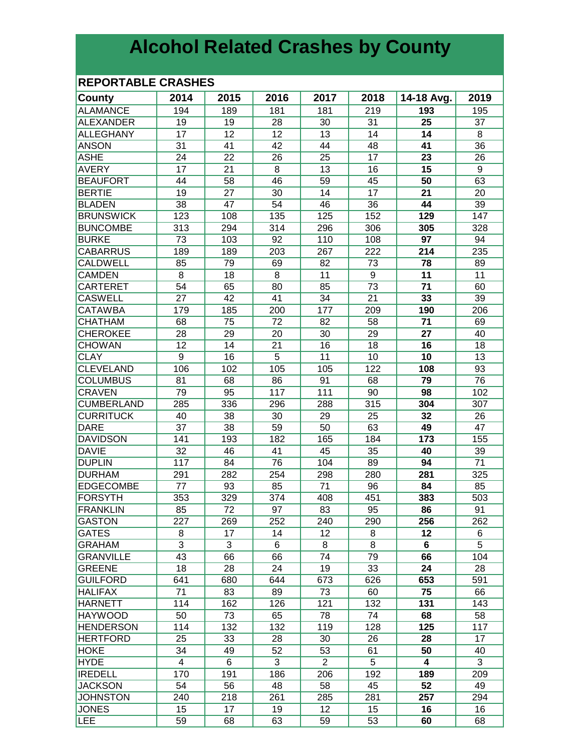# Alcohol Related Crashes by County

## REPORTABLE CRASHES

| County | 2014 | 2015 | 2016 | 2017 | 2018 | 14-18 Avg. | 2019 |
|---|---|---|---|---|---|---|---|
| ALAMANCE | 194 | 189 | 181 | 181 | 219 | **193** | 195 |
| ALEXANDER | 19 | 19 | 28 | 30 | 31 | **25** | 37 |
| ALLEGHANY | 17 | 12 | 12 | 13 | 14 | **14** | 8 |
| ANSON | 31 | 41 | 42 | 44 | 48 | **41** | 36 |
| ASHE | 24 | 22 | 26 | 25 | 17 | **23** | 26 |
| AVERY | 17 | 21 | 8 | 13 | 16 | **15** | 9 |
| BEAUFORT | 44 | 58 | 46 | 59 | 45 | **50** | 63 |
| BERTIE | 19 | 27 | 30 | 14 | 17 | **21** | 20 |
| BLADEN | 38 | 47 | 54 | 46 | 36 | **44** | 39 |
| BRUNSWICK | 123 | 108 | 135 | 125 | 152 | **129** | 147 |
| BUNCOMBE | 313 | 294 | 314 | 296 | 306 | **305** | 328 |
| BURKE | 73 | 103 | 92 | 110 | 108 | **97** | 94 |
| CABARRUS | 189 | 189 | 203 | 267 | 222 | **214** | 235 |
| CALDWELL | 85 | 79 | 69 | 82 | 73 | **78** | 89 |
| CAMDEN | 8 | 18 | 8 | 11 | 9 | **11** | 11 |
| CARTERET | 54 | 65 | 80 | 85 | 73 | **71** | 60 |
| CASWELL | 27 | 42 | 41 | 34 | 21 | **33** | 39 |
| CATAWBA | 179 | 185 | 200 | 177 | 209 | **190** | 206 |
| CHATHAM | 68 | 75 | 72 | 82 | 58 | **71** | 69 |
| CHEROKEE | 28 | 29 | 20 | 30 | 29 | **27** | 40 |
| CHOWAN | 12 | 14 | 21 | 16 | 18 | **16** | 18 |
| CLAY | 9 | 16 | 5 | 11 | 10 | **10** | 13 |
| CLEVELAND | 106 | 102 | 105 | 105 | 122 | **108** | 93 |
| COLUMBUS | 81 | 68 | 86 | 91 | 68 | **79** | 76 |
| CRAVEN | 79 | 95 | 117 | 111 | 90 | **98** | 102 |
| CUMBERLAND | 285 | 336 | 296 | 288 | 315 | **304** | 307 |
| CURRITUCK | 40 | 38 | 30 | 29 | 25 | **32** | 26 |
| DARE | 37 | 38 | 59 | 50 | 63 | **49** | 47 |
| DAVIDSON | 141 | 193 | 182 | 165 | 184 | **173** | 155 |
| DAVIE | 32 | 46 | 41 | 45 | 35 | **40** | 39 |
| DUPLIN | 117 | 84 | 76 | 104 | 89 | **94** | 71 |
| DURHAM | 291 | 282 | 254 | 298 | 280 | **281** | 325 |
| EDGECOMBE | 77 | 93 | 85 | 71 | 96 | **84** | 85 |
| FORSYTH | 353 | 329 | 374 | 408 | 451 | **383** | 503 |
| FRANKLIN | 85 | 72 | 97 | 83 | 95 | **86** | 91 |
| GASTON | 227 | 269 | 252 | 240 | 290 | **256** | 262 |
| GATES | 8 | 17 | 14 | 12 | 8 | **12** | 6 |
| GRAHAM | 3 | 3 | 6 | 8 | 8 | **6** | 5 |
| GRANVILLE | 43 | 66 | 66 | 74 | 79 | **66** | 104 |
| GREENE | 18 | 28 | 24 | 19 | 33 | **24** | 28 |
| GUILFORD | 641 | 680 | 644 | 673 | 626 | **653** | 591 |
| HALIFAX | 71 | 83 | 89 | 73 | 60 | **75** | 66 |
| HARNETT | 114 | 162 | 126 | 121 | 132 | **131** | 143 |
| HAYWOOD | 50 | 73 | 65 | 78 | 74 | **68** | 58 |
| HENDERSON | 114 | 132 | 132 | 119 | 128 | **125** | 117 |
| HERTFORD | 25 | 33 | 28 | 30 | 26 | **28** | 17 |
| HOKE | 34 | 49 | 52 | 53 | 61 | **50** | 40 |
| HYDE | 4 | 6 | 3 | 2 | 5 | **4** | 3 |
| IREDELL | 170 | 191 | 186 | 206 | 192 | **189** | 209 |
| JACKSON | 54 | 56 | 48 | 58 | 45 | **52** | 49 |
| JOHNSTON | 240 | 218 | 261 | 285 | 281 | **257** | 294 |
| JONES | 15 | 17 | 19 | 12 | 15 | **16** | 16 |
| LEE | 59 | 68 | 63 | 59 | 53 | **60** | 68 |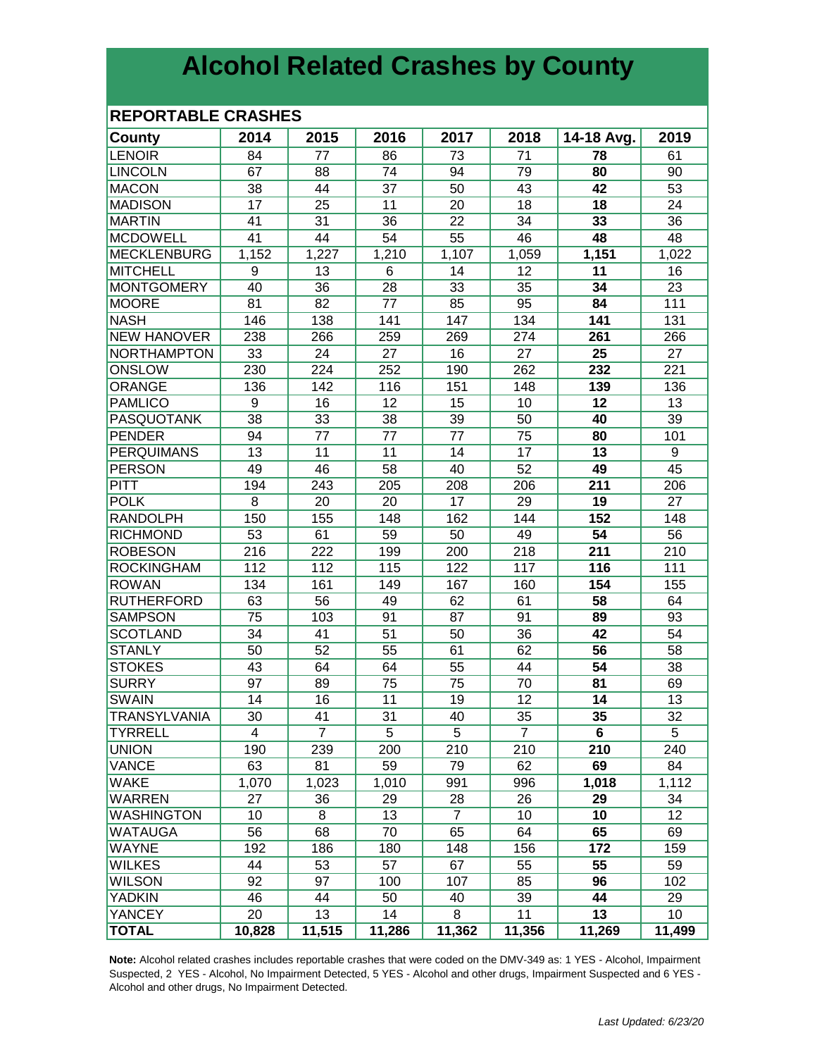# Alcohol Related Crashes by County

## REPORTABLE CRASHES

| County | 2014 | 2015 | 2016 | 2017 | 2018 | 14-18 Avg. | 2019 |
|---|---|---|---|---|---|---|---|
| LENOIR | 84 | 77 | 86 | 73 | 71 | **78** | 61 |
| LINCOLN | 67 | 88 | 74 | 94 | 79 | **80** | 90 |
| MACON | 38 | 44 | 37 | 50 | 43 | **42** | 53 |
| MADISON | 17 | 25 | 11 | 20 | 18 | **18** | 24 |
| MARTIN | 41 | 31 | 36 | 22 | 34 | **33** | 36 |
| MCDOWELL | 41 | 44 | 54 | 55 | 46 | **48** | 48 |
| MECKLENBURG | 1,152 | 1,227 | 1,210 | 1,107 | 1,059 | **1,151** | 1,022 |
| MITCHELL | 9 | 13 | 6 | 14 | 12 | **11** | 16 |
| MONTGOMERY | 40 | 36 | 28 | 33 | 35 | **34** | 23 |
| MOORE | 81 | 82 | 77 | 85 | 95 | **84** | 111 |
| NASH | 146 | 138 | 141 | 147 | 134 | **141** | 131 |
| NEW HANOVER | 238 | 266 | 259 | 269 | 274 | **261** | 266 |
| NORTHAMPTON | 33 | 24 | 27 | 16 | 27 | **25** | 27 |
| ONSLOW | 230 | 224 | 252 | 190 | 262 | **232** | 221 |
| ORANGE | 136 | 142 | 116 | 151 | 148 | **139** | 136 |
| PAMLICO | 9 | 16 | 12 | 15 | 10 | **12** | 13 |
| PASQUOTANK | 38 | 33 | 38 | 39 | 50 | **40** | 39 |
| PENDER | 94 | 77 | 77 | 77 | 75 | **80** | 101 |
| PERQUIMANS | 13 | 11 | 11 | 14 | 17 | **13** | 9 |
| PERSON | 49 | 46 | 58 | 40 | 52 | **49** | 45 |
| PITT | 194 | 243 | 205 | 208 | 206 | **211** | 206 |
| POLK | 8 | 20 | 20 | 17 | 29 | **19** | 27 |
| RANDOLPH | 150 | 155 | 148 | 162 | 144 | **152** | 148 |
| RICHMOND | 53 | 61 | 59 | 50 | 49 | **54** | 56 |
| ROBESON | 216 | 222 | 199 | 200 | 218 | **211** | 210 |
| ROCKINGHAM | 112 | 112 | 115 | 122 | 117 | **116** | 111 |
| ROWAN | 134 | 161 | 149 | 167 | 160 | **154** | 155 |
| RUTHERFORD | 63 | 56 | 49 | 62 | 61 | **58** | 64 |
| SAMPSON | 75 | 103 | 91 | 87 | 91 | **89** | 93 |
| SCOTLAND | 34 | 41 | 51 | 50 | 36 | **42** | 54 |
| STANLY | 50 | 52 | 55 | 61 | 62 | **56** | 58 |
| STOKES | 43 | 64 | 64 | 55 | 44 | **54** | 38 |
| SURRY | 97 | 89 | 75 | 75 | 70 | **81** | 69 |
| SWAIN | 14 | 16 | 11 | 19 | 12 | **14** | 13 |
| TRANSYLVANIA | 30 | 41 | 31 | 40 | 35 | **35** | 32 |
| TYRRELL | 4 | 7 | 5 | 5 | 7 | **6** | 5 |
| UNION | 190 | 239 | 200 | 210 | 210 | **210** | 240 |
| VANCE | 63 | 81 | 59 | 79 | 62 | **69** | 84 |
| WAKE | 1,070 | 1,023 | 1,010 | 991 | 996 | **1,018** | 1,112 |
| WARREN | 27 | 36 | 29 | 28 | 26 | **29** | 34 |
| WASHINGTON | 10 | 8 | 13 | 7 | 10 | **10** | 12 |
| WATAUGA | 56 | 68 | 70 | 65 | 64 | **65** | 69 |
| WAYNE | 192 | 186 | 180 | 148 | 156 | **172** | 159 |
| WILKES | 44 | 53 | 57 | 67 | 55 | **55** | 59 |
| WILSON | 92 | 97 | 100 | 107 | 85 | **96** | 102 |
| YADKIN | 46 | 44 | 50 | 40 | 39 | **44** | 29 |
| YANCEY | 20 | 13 | 14 | 8 | 11 | **13** | 10 |
| **TOTAL** | **10,828** | **11,515** | **11,286** | **11,362** | **11,356** | **11,269** | **11,499** |

**Note:** Alcohol related crashes includes reportable crashes that were coded on the DMV-349 as: 1 YES - Alcohol, Impairment Suspected, 2 YES - Alcohol, No Impairment Detected, 5 YES - Alcohol and other drugs, Impairment Suspected and 6 YES - Alcohol and other drugs, No Impairment Detected.

*Last Updated: 6/23/20*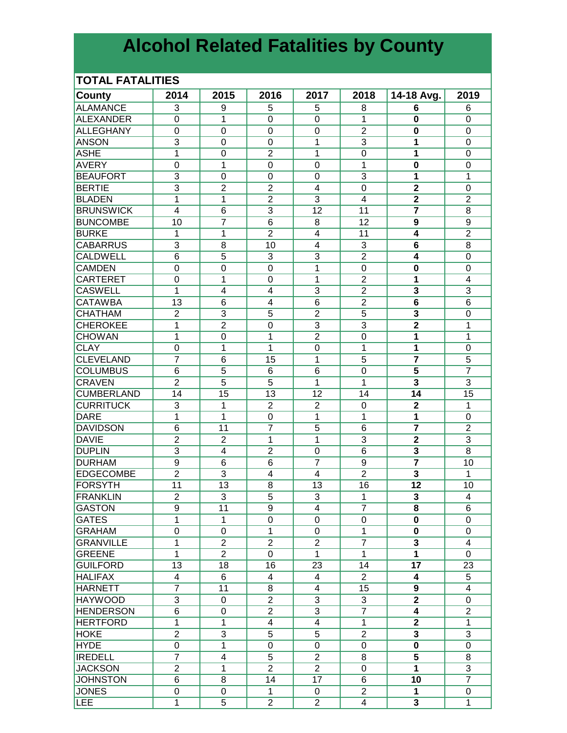# Alcohol Related Fatalities by County

## TOTAL FATALITIES

| County | 2014 | 2015 | 2016 | 2017 | 2018 | 14-18 Avg. | 2019 |
|---|---|---|---|---|---|---|---|
| ALAMANCE | 3 | 9 | 5 | 5 | 8 | **6** | 6 |
| ALEXANDER | 0 | 1 | 0 | 0 | 1 | **0** | 0 |
| ALLEGHANY | 0 | 0 | 0 | 0 | 2 | **0** | 0 |
| ANSON | 3 | 0 | 0 | 1 | 3 | **1** | 0 |
| ASHE | 1 | 0 | 2 | 1 | 0 | **1** | 0 |
| AVERY | 0 | 1 | 0 | 0 | 1 | **0** | 0 |
| BEAUFORT | 3 | 0 | 0 | 0 | 3 | **1** | 1 |
| BERTIE | 3 | 2 | 2 | 4 | 0 | **2** | 0 |
| BLADEN | 1 | 1 | 2 | 3 | 4 | **2** | 2 |
| BRUNSWICK | 4 | 6 | 3 | 12 | 11 | **7** | 8 |
| BUNCOMBE | 10 | 7 | 6 | 8 | 12 | **9** | 9 |
| BURKE | 1 | 1 | 2 | 4 | 11 | **4** | 2 |
| CABARRUS | 3 | 8 | 10 | 4 | 3 | **6** | 8 |
| CALDWELL | 6 | 5 | 3 | 3 | 2 | **4** | 0 |
| CAMDEN | 0 | 0 | 0 | 1 | 0 | **0** | 0 |
| CARTERET | 0 | 1 | 0 | 1 | 2 | **1** | 4 |
| CASWELL | 1 | 4 | 4 | 3 | 2 | **3** | 3 |
| CATAWBA | 13 | 6 | 4 | 6 | 2 | **6** | 6 |
| CHATHAM | 2 | 3 | 5 | 2 | 5 | **3** | 0 |
| CHEROKEE | 1 | 2 | 0 | 3 | 3 | **2** | 1 |
| CHOWAN | 1 | 0 | 1 | 2 | 0 | **1** | 1 |
| CLAY | 0 | 1 | 1 | 0 | 1 | **1** | 0 |
| CLEVELAND | 7 | 6 | 15 | 1 | 5 | **7** | 5 |
| COLUMBUS | 6 | 5 | 6 | 6 | 0 | **5** | 7 |
| CRAVEN | 2 | 5 | 5 | 1 | 1 | **3** | 3 |
| CUMBERLAND | 14 | 15 | 13 | 12 | 14 | **14** | 15 |
| CURRITUCK | 3 | 1 | 2 | 2 | 0 | **2** | 1 |
| DARE | 1 | 1 | 0 | 1 | 1 | **1** | 0 |
| DAVIDSON | 6 | 11 | 7 | 5 | 6 | **7** | 2 |
| DAVIE | 2 | 2 | 1 | 1 | 3 | **2** | 3 |
| DUPLIN | 3 | 4 | 2 | 0 | 6 | **3** | 8 |
| DURHAM | 9 | 6 | 6 | 7 | 9 | **7** | 10 |
| EDGECOMBE | 2 | 3 | 4 | 4 | 2 | **3** | 1 |
| FORSYTH | 11 | 13 | 8 | 13 | 16 | **12** | 10 |
| FRANKLIN | 2 | 3 | 5 | 3 | 1 | **3** | 4 |
| GASTON | 9 | 11 | 9 | 4 | 7 | **8** | 6 |
| GATES | 1 | 1 | 0 | 0 | 0 | **0** | 0 |
| GRAHAM | 0 | 0 | 1 | 0 | 1 | **0** | 0 |
| GRANVILLE | 1 | 2 | 2 | 2 | 7 | **3** | 4 |
| GREENE | 1 | 2 | 0 | 1 | 1 | **1** | 0 |
| GUILFORD | 13 | 18 | 16 | 23 | 14 | **17** | 23 |
| HALIFAX | 4 | 6 | 4 | 4 | 2 | **4** | 5 |
| HARNETT | 7 | 11 | 8 | 4 | 15 | **9** | 4 |
| HAYWOOD | 3 | 0 | 2 | 3 | 3 | **2** | 0 |
| HENDERSON | 6 | 0 | 2 | 3 | 7 | **4** | 2 |
| HERTFORD | 1 | 1 | 4 | 4 | 1 | **2** | 1 |
| HOKE | 2 | 3 | 5 | 5 | 2 | **3** | 3 |
| HYDE | 0 | 1 | 0 | 0 | 0 | **0** | 0 |
| IREDELL | 7 | 4 | 5 | 2 | 8 | **5** | 8 |
| JACKSON | 2 | 1 | 2 | 2 | 0 | **1** | 3 |
| JOHNSTON | 6 | 8 | 14 | 17 | 6 | **10** | 7 |
| JONES | 0 | 0 | 1 | 0 | 2 | **1** | 0 |
| LEE | 1 | 5 | 2 | 2 | 4 | **3** | 1 |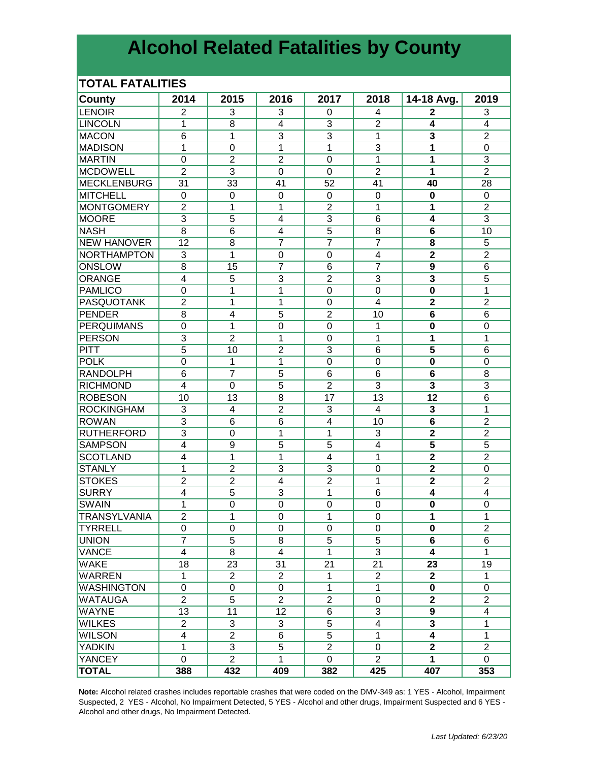# Alcohol Related Fatalities by County

## TOTAL FATALITIES

| County | 2014 | 2015 | 2016 | 2017 | 2018 | 14-18 Avg. | 2019 |
|---|---|---|---|---|---|---|---|
| LENOIR | 2 | 3 | 3 | 0 | 4 | **2** | 3 |
| LINCOLN | 1 | 8 | 4 | 3 | 2 | **4** | 4 |
| MACON | 6 | 1 | 3 | 3 | 1 | **3** | 2 |
| MADISON | 1 | 0 | 1 | 1 | 3 | **1** | 0 |
| MARTIN | 0 | 2 | 2 | 0 | 1 | **1** | 3 |
| MCDOWELL | 2 | 3 | 0 | 0 | 2 | **1** | 2 |
| MECKLENBURG | 31 | 33 | 41 | 52 | 41 | **40** | 28 |
| MITCHELL | 0 | 0 | 0 | 0 | 0 | **0** | 0 |
| MONTGOMERY | 2 | 1 | 1 | 2 | 1 | **1** | 2 |
| MOORE | 3 | 5 | 4 | 3 | 6 | **4** | 3 |
| NASH | 8 | 6 | 4 | 5 | 8 | **6** | 10 |
| NEW HANOVER | 12 | 8 | 7 | 7 | 7 | **8** | 5 |
| NORTHAMPTON | 3 | 1 | 0 | 0 | 4 | **2** | 2 |
| ONSLOW | 8 | 15 | 7 | 6 | 7 | **9** | 6 |
| ORANGE | 4 | 5 | 3 | 2 | 3 | **3** | 5 |
| PAMLICO | 0 | 1 | 1 | 0 | 0 | **0** | 1 |
| PASQUOTANK | 2 | 1 | 1 | 0 | 4 | **2** | 2 |
| PENDER | 8 | 4 | 5 | 2 | 10 | **6** | 6 |
| PERQUIMANS | 0 | 1 | 0 | 0 | 1 | **0** | 0 |
| PERSON | 3 | 2 | 1 | 0 | 1 | **1** | 1 |
| PITT | 5 | 10 | 2 | 3 | 6 | **5** | 6 |
| POLK | 0 | 1 | 1 | 0 | 0 | **0** | 0 |
| RANDOLPH | 6 | 7 | 5 | 6 | 6 | **6** | 8 |
| RICHMOND | 4 | 0 | 5 | 2 | 3 | **3** | 3 |
| ROBESON | 10 | 13 | 8 | 17 | 13 | **12** | 6 |
| ROCKINGHAM | 3 | 4 | 2 | 3 | 4 | **3** | 1 |
| ROWAN | 3 | 6 | 6 | 4 | 10 | **6** | 2 |
| RUTHERFORD | 3 | 0 | 1 | 1 | 3 | **2** | 2 |
| SAMPSON | 4 | 9 | 5 | 5 | 4 | **5** | 5 |
| SCOTLAND | 4 | 1 | 1 | 4 | 1 | **2** | 2 |
| STANLY | 1 | 2 | 3 | 3 | 0 | **2** | 0 |
| STOKES | 2 | 2 | 4 | 2 | 1 | **2** | 2 |
| SURRY | 4 | 5 | 3 | 1 | 6 | **4** | 4 |
| SWAIN | 1 | 0 | 0 | 0 | 0 | **0** | 0 |
| TRANSYLVANIA | 2 | 1 | 0 | 1 | 0 | **1** | 1 |
| TYRRELL | 0 | 0 | 0 | 0 | 0 | **0** | 2 |
| UNION | 7 | 5 | 8 | 5 | 5 | **6** | 6 |
| VANCE | 4 | 8 | 4 | 1 | 3 | **4** | 1 |
| WAKE | 18 | 23 | 31 | 21 | 21 | **23** | 19 |
| WARREN | 1 | 2 | 2 | 1 | 2 | **2** | 1 |
| WASHINGTON | 0 | 0 | 0 | 1 | 1 | **0** | 0 |
| WATAUGA | 2 | 5 | 2 | 2 | 0 | **2** | 2 |
| WAYNE | 13 | 11 | 12 | 6 | 3 | **9** | 4 |
| WILKES | 2 | 3 | 3 | 5 | 4 | **3** | 1 |
| WILSON | 4 | 2 | 6 | 5 | 1 | **4** | 1 |
| YADKIN | 1 | 3 | 5 | 2 | 0 | **2** | 2 |
| YANCEY | 0 | 2 | 1 | 0 | 2 | **1** | 0 |
| **TOTAL** | **388** | **432** | **409** | **382** | **425** | **407** | **353** |

**Note:** Alcohol related crashes includes reportable crashes that were coded on the DMV-349 as: 1 YES - Alcohol, Impairment Suspected, 2 YES - Alcohol, No Impairment Detected, 5 YES - Alcohol and other drugs, Impairment Suspected and 6 YES - Alcohol and other drugs, No Impairment Detected.

*Last Updated: 6/23/20*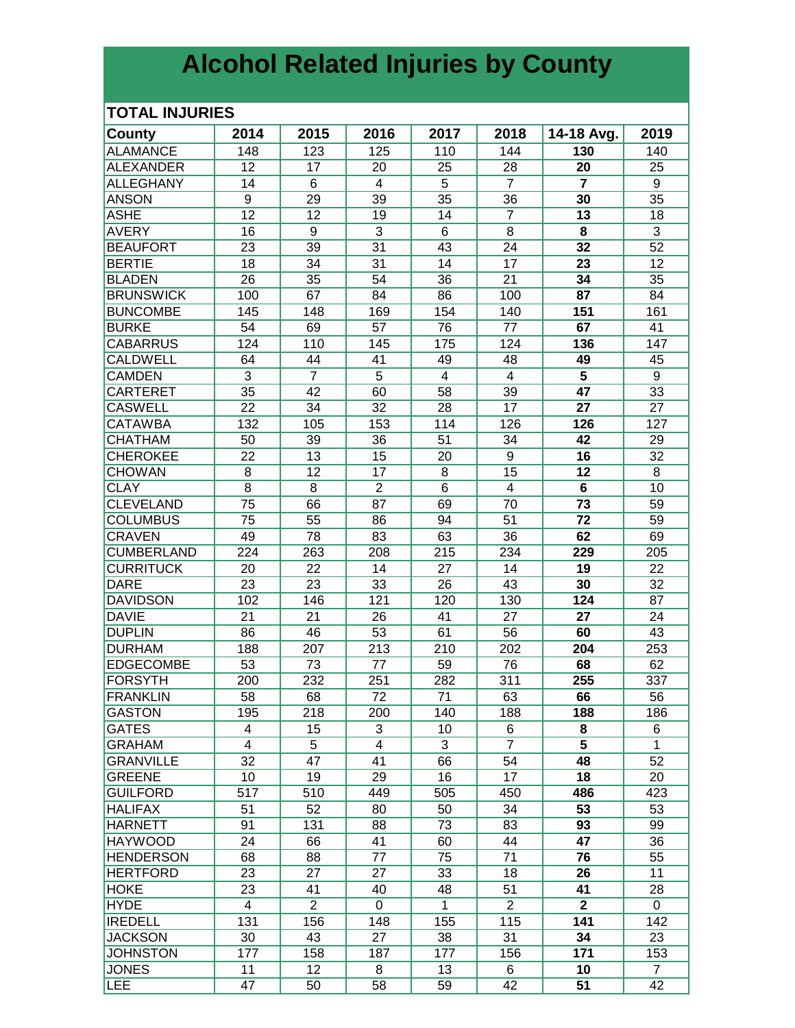# Alcohol Related Injuries by County

## TOTAL INJURIES

| County | 2014 | 2015 | 2016 | 2017 | 2018 | 14-18 Avg. | 2019 |
|---|---|---|---|---|---|---|---|
| ALAMANCE | 148 | 123 | 125 | 110 | 144 | **130** | 140 |
| ALEXANDER | 12 | 17 | 20 | 25 | 28 | **20** | 25 |
| ALLEGHANY | 14 | 6 | 4 | 5 | 7 | **7** | 9 |
| ANSON | 9 | 29 | 39 | 35 | 36 | **30** | 35 |
| ASHE | 12 | 12 | 19 | 14 | 7 | **13** | 18 |
| AVERY | 16 | 9 | 3 | 6 | 8 | **8** | 3 |
| BEAUFORT | 23 | 39 | 31 | 43 | 24 | **32** | 52 |
| BERTIE | 18 | 34 | 31 | 14 | 17 | **23** | 12 |
| BLADEN | 26 | 35 | 54 | 36 | 21 | **34** | 35 |
| BRUNSWICK | 100 | 67 | 84 | 86 | 100 | **87** | 84 |
| BUNCOMBE | 145 | 148 | 169 | 154 | 140 | **151** | 161 |
| BURKE | 54 | 69 | 57 | 76 | 77 | **67** | 41 |
| CABARRUS | 124 | 110 | 145 | 175 | 124 | **136** | 147 |
| CALDWELL | 64 | 44 | 41 | 49 | 48 | **49** | 45 |
| CAMDEN | 3 | 7 | 5 | 4 | 4 | **5** | 9 |
| CARTERET | 35 | 42 | 60 | 58 | 39 | **47** | 33 |
| CASWELL | 22 | 34 | 32 | 28 | 17 | **27** | 27 |
| CATAWBA | 132 | 105 | 153 | 114 | 126 | **126** | 127 |
| CHATHAM | 50 | 39 | 36 | 51 | 34 | **42** | 29 |
| CHEROKEE | 22 | 13 | 15 | 20 | 9 | **16** | 32 |
| CHOWAN | 8 | 12 | 17 | 8 | 15 | **12** | 8 |
| CLAY | 8 | 8 | 2 | 6 | 4 | **6** | 10 |
| CLEVELAND | 75 | 66 | 87 | 69 | 70 | **73** | 59 |
| COLUMBUS | 75 | 55 | 86 | 94 | 51 | **72** | 59 |
| CRAVEN | 49 | 78 | 83 | 63 | 36 | **62** | 69 |
| CUMBERLAND | 224 | 263 | 208 | 215 | 234 | **229** | 205 |
| CURRITUCK | 20 | 22 | 14 | 27 | 14 | **19** | 22 |
| DARE | 23 | 23 | 33 | 26 | 43 | **30** | 32 |
| DAVIDSON | 102 | 146 | 121 | 120 | 130 | **124** | 87 |
| DAVIE | 21 | 21 | 26 | 41 | 27 | **27** | 24 |
| DUPLIN | 86 | 46 | 53 | 61 | 56 | **60** | 43 |
| DURHAM | 188 | 207 | 213 | 210 | 202 | **204** | 253 |
| EDGECOMBE | 53 | 73 | 77 | 59 | 76 | **68** | 62 |
| FORSYTH | 200 | 232 | 251 | 282 | 311 | **255** | 337 |
| FRANKLIN | 58 | 68 | 72 | 71 | 63 | **66** | 56 |
| GASTON | 195 | 218 | 200 | 140 | 188 | **188** | 186 |
| GATES | 4 | 15 | 3 | 10 | 6 | **8** | 6 |
| GRAHAM | 4 | 5 | 4 | 3 | 7 | **5** | 1 |
| GRANVILLE | 32 | 47 | 41 | 66 | 54 | **48** | 52 |
| GREENE | 10 | 19 | 29 | 16 | 17 | **18** | 20 |
| GUILFORD | 517 | 510 | 449 | 505 | 450 | **486** | 423 |
| HALIFAX | 51 | 52 | 80 | 50 | 34 | **53** | 53 |
| HARNETT | 91 | 131 | 88 | 73 | 83 | **93** | 99 |
| HAYWOOD | 24 | 66 | 41 | 60 | 44 | **47** | 36 |
| HENDERSON | 68 | 88 | 77 | 75 | 71 | **76** | 55 |
| HERTFORD | 23 | 27 | 27 | 33 | 18 | **26** | 11 |
| HOKE | 23 | 41 | 40 | 48 | 51 | **41** | 28 |
| HYDE | 4 | 2 | 0 | 1 | 2 | **2** | 0 |
| IREDELL | 131 | 156 | 148 | 155 | 115 | **141** | 142 |
| JACKSON | 30 | 43 | 27 | 38 | 31 | **34** | 23 |
| JOHNSTON | 177 | 158 | 187 | 177 | 156 | **171** | 153 |
| JONES | 11 | 12 | 8 | 13 | 6 | **10** | 7 |
| LEE | 47 | 50 | 58 | 59 | 42 | **51** | 42 |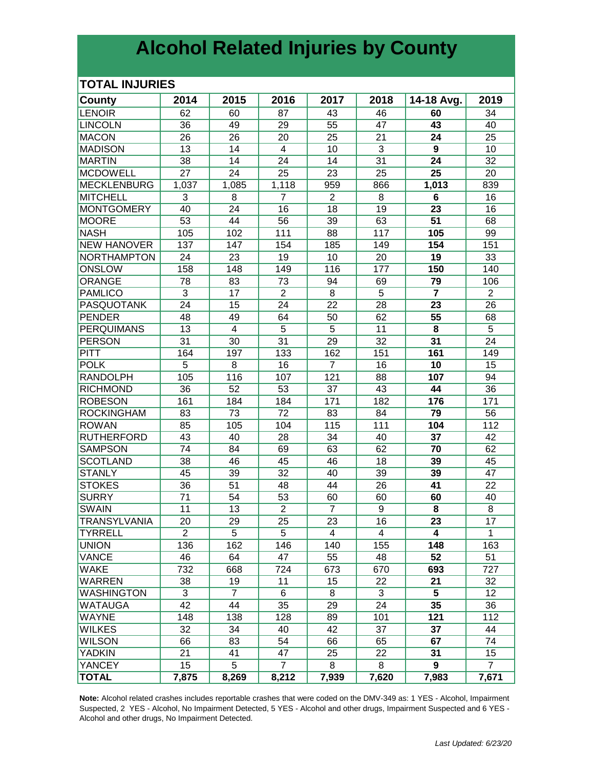# Alcohol Related Injuries by County

## TOTAL INJURIES

| County | 2014 | 2015 | 2016 | 2017 | 2018 | 14-18 Avg. | 2019 |
|---|---|---|---|---|---|---|---|
| LENOIR | 62 | 60 | 87 | 43 | 46 | **60** | 34 |
| LINCOLN | 36 | 49 | 29 | 55 | 47 | **43** | 40 |
| MACON | 26 | 26 | 20 | 25 | 21 | **24** | 25 |
| MADISON | 13 | 14 | 4 | 10 | 3 | **9** | 10 |
| MARTIN | 38 | 14 | 24 | 14 | 31 | **24** | 32 |
| MCDOWELL | 27 | 24 | 25 | 23 | 25 | **25** | 20 |
| MECKLENBURG | 1,037 | 1,085 | 1,118 | 959 | 866 | **1,013** | 839 |
| MITCHELL | 3 | 8 | 7 | 2 | 8 | **6** | 16 |
| MONTGOMERY | 40 | 24 | 16 | 18 | 19 | **23** | 16 |
| MOORE | 53 | 44 | 56 | 39 | 63 | **51** | 68 |
| NASH | 105 | 102 | 111 | 88 | 117 | **105** | 99 |
| NEW HANOVER | 137 | 147 | 154 | 185 | 149 | **154** | 151 |
| NORTHAMPTON | 24 | 23 | 19 | 10 | 20 | **19** | 33 |
| ONSLOW | 158 | 148 | 149 | 116 | 177 | **150** | 140 |
| ORANGE | 78 | 83 | 73 | 94 | 69 | **79** | 106 |
| PAMLICO | 3 | 17 | 2 | 8 | 5 | **7** | 2 |
| PASQUOTANK | 24 | 15 | 24 | 22 | 28 | **23** | 26 |
| PENDER | 48 | 49 | 64 | 50 | 62 | **55** | 68 |
| PERQUIMANS | 13 | 4 | 5 | 5 | 11 | **8** | 5 |
| PERSON | 31 | 30 | 31 | 29 | 32 | **31** | 24 |
| PITT | 164 | 197 | 133 | 162 | 151 | **161** | 149 |
| POLK | 5 | 8 | 16 | 7 | 16 | **10** | 15 |
| RANDOLPH | 105 | 116 | 107 | 121 | 88 | **107** | 94 |
| RICHMOND | 36 | 52 | 53 | 37 | 43 | **44** | 36 |
| ROBESON | 161 | 184 | 184 | 171 | 182 | **176** | 171 |
| ROCKINGHAM | 83 | 73 | 72 | 83 | 84 | **79** | 56 |
| ROWAN | 85 | 105 | 104 | 115 | 111 | **104** | 112 |
| RUTHERFORD | 43 | 40 | 28 | 34 | 40 | **37** | 42 |
| SAMPSON | 74 | 84 | 69 | 63 | 62 | **70** | 62 |
| SCOTLAND | 38 | 46 | 45 | 46 | 18 | **39** | 45 |
| STANLY | 45 | 39 | 32 | 40 | 39 | **39** | 47 |
| STOKES | 36 | 51 | 48 | 44 | 26 | **41** | 22 |
| SURRY | 71 | 54 | 53 | 60 | 60 | **60** | 40 |
| SWAIN | 11 | 13 | 2 | 7 | 9 | **8** | 8 |
| TRANSYLVANIA | 20 | 29 | 25 | 23 | 16 | **23** | 17 |
| TYRRELL | 2 | 5 | 5 | 4 | 4 | **4** | 1 |
| UNION | 136 | 162 | 146 | 140 | 155 | **148** | 163 |
| VANCE | 46 | 64 | 47 | 55 | 48 | **52** | 51 |
| WAKE | 732 | 668 | 724 | 673 | 670 | **693** | 727 |
| WARREN | 38 | 19 | 11 | 15 | 22 | **21** | 32 |
| WASHINGTON | 3 | 7 | 6 | 8 | 3 | **5** | 12 |
| WATAUGA | 42 | 44 | 35 | 29 | 24 | **35** | 36 |
| WAYNE | 148 | 138 | 128 | 89 | 101 | **121** | 112 |
| WILKES | 32 | 34 | 40 | 42 | 37 | **37** | 44 |
| WILSON | 66 | 83 | 54 | 66 | 65 | **67** | 74 |
| YADKIN | 21 | 41 | 47 | 25 | 22 | **31** | 15 |
| YANCEY | 15 | 5 | 7 | 8 | 8 | **9** | 7 |
| **TOTAL** | **7,875** | **8,269** | **8,212** | **7,939** | **7,620** | **7,983** | **7,671** |

**Note:** Alcohol related crashes includes reportable crashes that were coded on the DMV-349 as: 1 YES - Alcohol, Impairment Suspected, 2 YES - Alcohol, No Impairment Detected, 5 YES - Alcohol and other drugs, Impairment Suspected and 6 YES - Alcohol and other drugs, No Impairment Detected.

*Last Updated: 6/23/20*